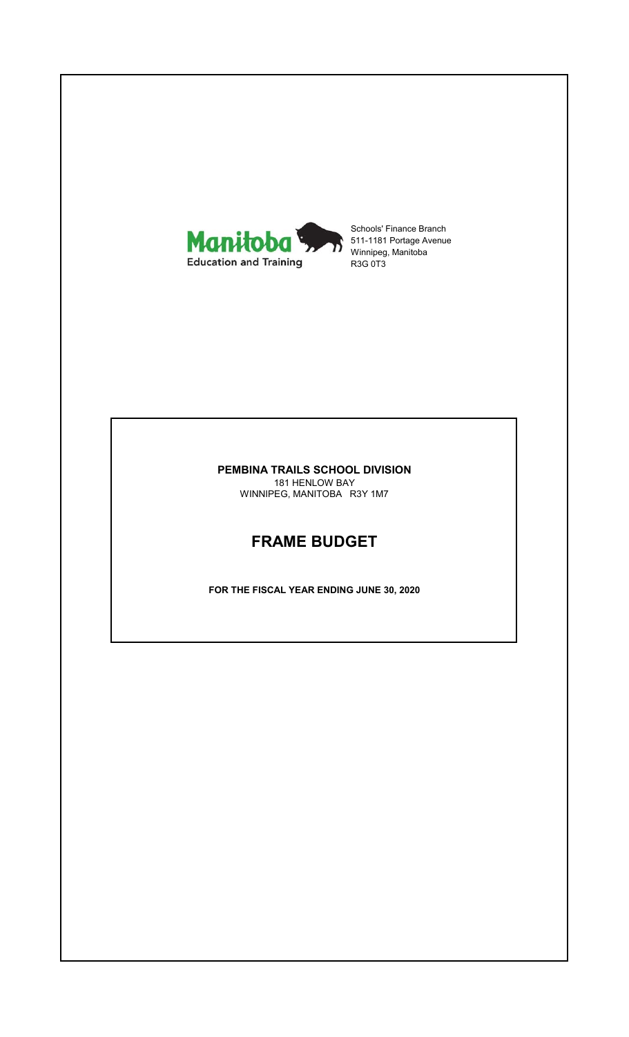Manitoba Education and Training

Schools' Finance Branch
511-1181 Portage Avenue
Winnipeg, Manitoba
R3G 0T3

**PEMBINA TRAILS SCHOOL DIVISION**
181 HENLOW BAY
WINNIPEG, MANITOBA R3Y 1M7

# FRAME BUDGET

**FOR THE FISCAL YEAR ENDING JUNE 30, 2020**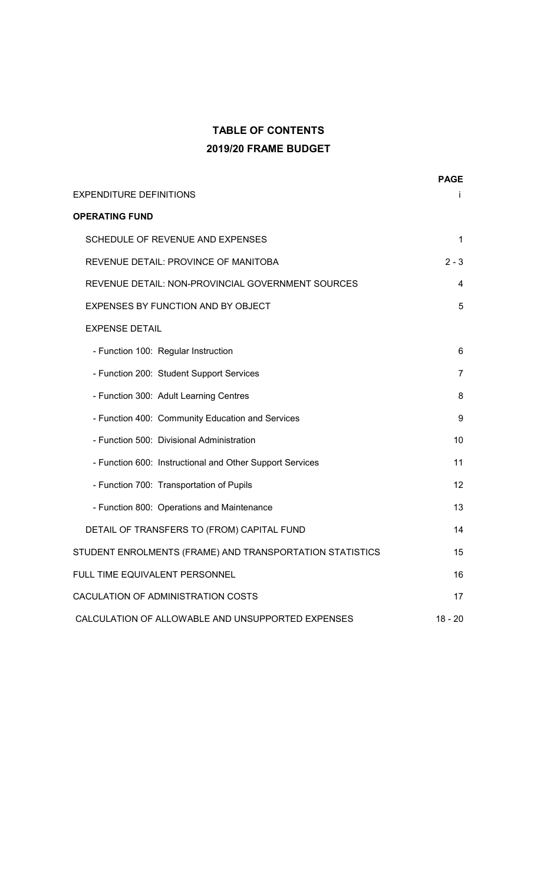# TABLE OF CONTENTS

## 2019/20 FRAME BUDGET

| | PAGE |
|---|---|
| EXPENDITURE DEFINITIONS | i |
| **OPERATING FUND** | |
| SCHEDULE OF REVENUE AND EXPENSES | 1 |
| REVENUE DETAIL: PROVINCE OF MANITOBA | 2 - 3 |
| REVENUE DETAIL: NON-PROVINCIAL GOVERNMENT SOURCES | 4 |
| EXPENSES BY FUNCTION AND BY OBJECT | 5 |
| EXPENSE DETAIL | |
| - Function 100: Regular Instruction | 6 |
| - Function 200: Student Support Services | 7 |
| - Function 300: Adult Learning Centres | 8 |
| - Function 400: Community Education and Services | 9 |
| - Function 500: Divisional Administration | 10 |
| - Function 600: Instructional and Other Support Services | 11 |
| - Function 700: Transportation of Pupils | 12 |
| - Function 800: Operations and Maintenance | 13 |
| DETAIL OF TRANSFERS TO (FROM) CAPITAL FUND | 14 |
| STUDENT ENROLMENTS (FRAME) AND TRANSPORTATION STATISTICS | 15 |
| FULL TIME EQUIVALENT PERSONNEL | 16 |
| CACULATION OF ADMINISTRATION COSTS | 17 |
| CALCULATION OF ALLOWABLE AND UNSUPPORTED EXPENSES | 18 - 20 |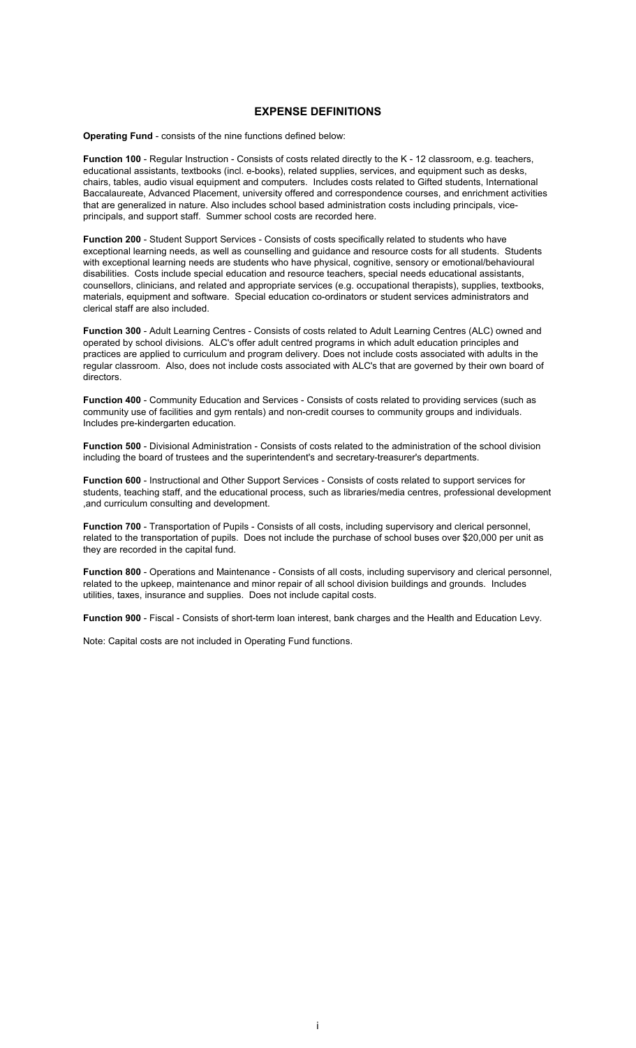## EXPENSE DEFINITIONS

**Operating Fund** - consists of the nine functions defined below:

**Function 100** - Regular Instruction - Consists of costs related directly to the K - 12 classroom, e.g. teachers, educational assistants, textbooks (incl. e-books), related supplies, services, and equipment such as desks, chairs, tables, audio visual equipment and computers. Includes costs related to Gifted students, International Baccalaureate, Advanced Placement, university offered and correspondence courses, and enrichment activities that are generalized in nature. Also includes school based administration costs including principals, vice-principals, and support staff. Summer school costs are recorded here.

**Function 200** - Student Support Services - Consists of costs specifically related to students who have exceptional learning needs, as well as counselling and guidance and resource costs for all students. Students with exceptional learning needs are students who have physical, cognitive, sensory or emotional/behavioural disabilities. Costs include special education and resource teachers, special needs educational assistants, counsellors, clinicians, and related and appropriate services (e.g. occupational therapists), supplies, textbooks, materials, equipment and software. Special education co-ordinators or student services administrators and clerical staff are also included.

**Function 300** - Adult Learning Centres - Consists of costs related to Adult Learning Centres (ALC) owned and operated by school divisions. ALC's offer adult centred programs in which adult education principles and practices are applied to curriculum and program delivery. Does not include costs associated with adults in the regular classroom. Also, does not include costs associated with ALC's that are governed by their own board of directors.

**Function 400** - Community Education and Services - Consists of costs related to providing services (such as community use of facilities and gym rentals) and non-credit courses to community groups and individuals. Includes pre-kindergarten education.

**Function 500** - Divisional Administration - Consists of costs related to the administration of the school division including the board of trustees and the superintendent's and secretary-treasurer's departments.

**Function 600** - Instructional and Other Support Services - Consists of costs related to support services for students, teaching staff, and the educational process, such as libraries/media centres, professional development ,and curriculum consulting and development.

**Function 700** - Transportation of Pupils - Consists of all costs, including supervisory and clerical personnel, related to the transportation of pupils. Does not include the purchase of school buses over $20,000 per unit as they are recorded in the capital fund.

**Function 800** - Operations and Maintenance - Consists of all costs, including supervisory and clerical personnel, related to the upkeep, maintenance and minor repair of all school division buildings and grounds. Includes utilities, taxes, insurance and supplies. Does not include capital costs.

**Function 900** - Fiscal - Consists of short-term loan interest, bank charges and the Health and Education Levy.

Note: Capital costs are not included in Operating Fund functions.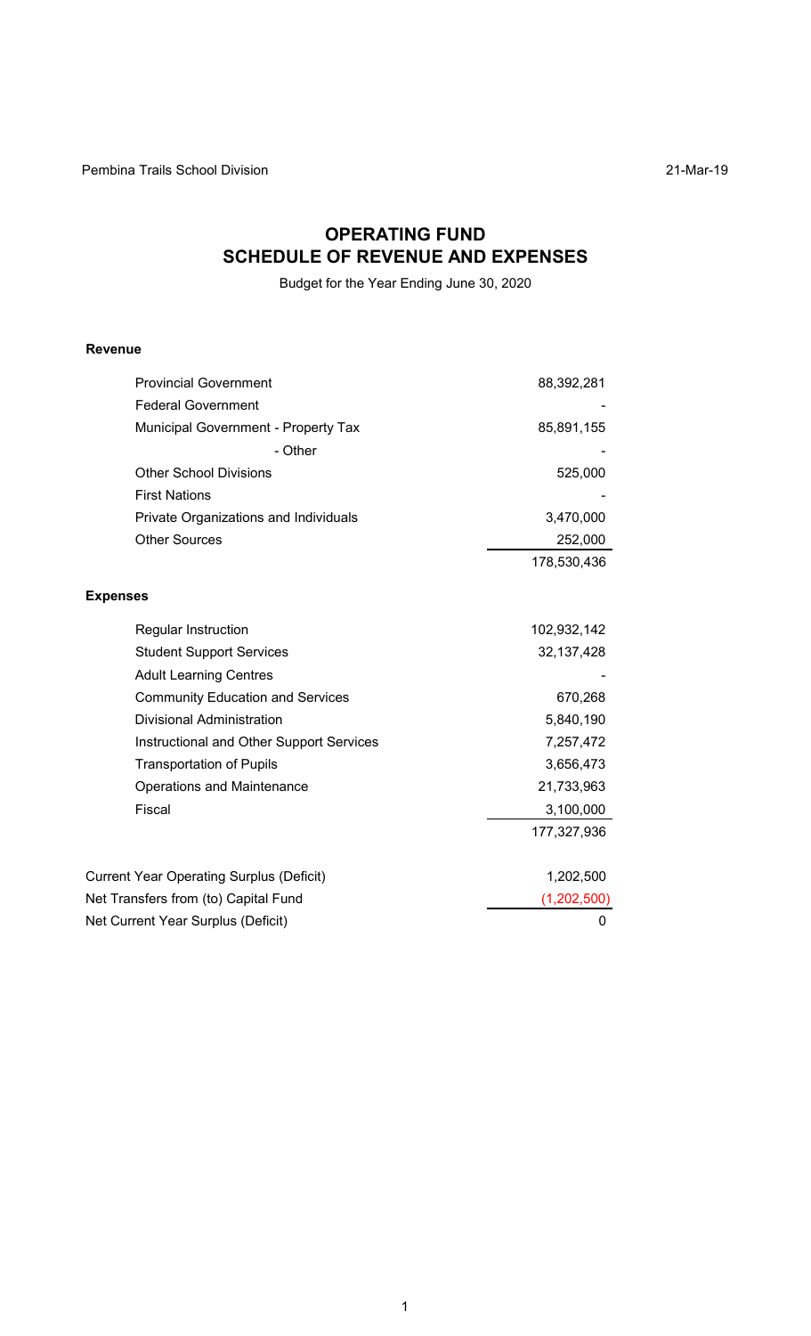Pembina Trails School Division 21-Mar-19

# OPERATING FUND
## SCHEDULE OF REVENUE AND EXPENSES

Budget for the Year Ending June 30, 2020

| | |
|---|---:|
| **Revenue** | |
| Provincial Government | 88,392,281 |
| Federal Government | - |
| Municipal Government - Property Tax | 85,891,155 |
| - Other | - |
| Other School Divisions | 525,000 |
| First Nations | - |
| Private Organizations and Individuals | 3,470,000 |
| Other Sources | 252,000 |
| | 178,530,436 |
| **Expenses** | |
| Regular Instruction | 102,932,142 |
| Student Support Services | 32,137,428 |
| Adult Learning Centres | - |
| Community Education and Services | 670,268 |
| Divisional Administration | 5,840,190 |
| Instructional and Other Support Services | 7,257,472 |
| Transportation of Pupils | 3,656,473 |
| Operations and Maintenance | 21,733,963 |
| Fiscal | 3,100,000 |
| | 177,327,936 |
| Current Year Operating Surplus (Deficit) | 1,202,500 |
| Net Transfers from (to) Capital Fund | (1,202,500) |
| Net Current Year Surplus (Deficit) | 0 |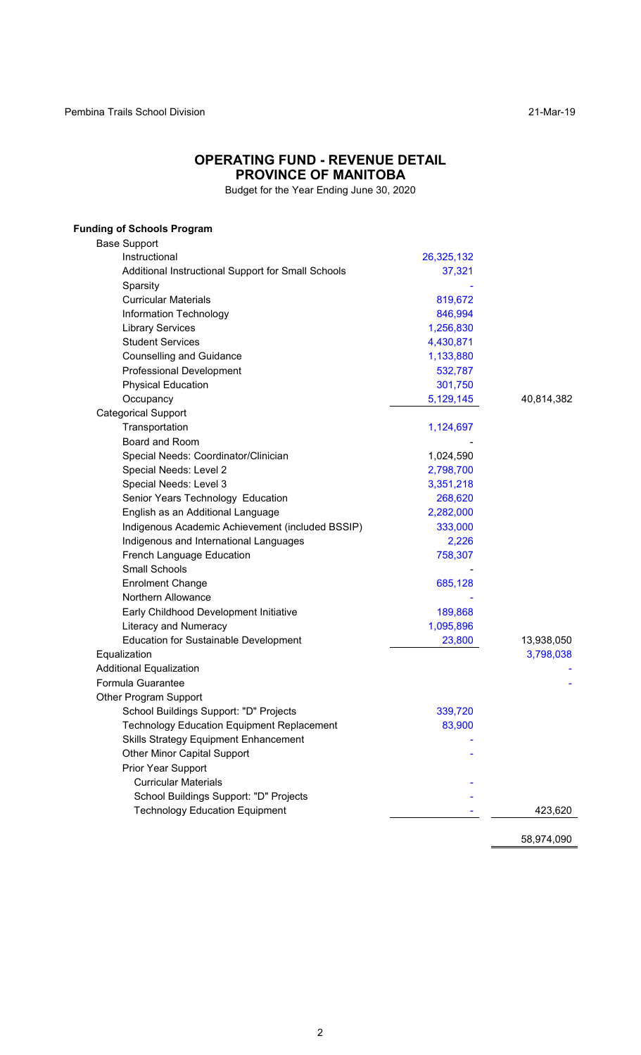## OPERATING FUND - REVENUE DETAIL
## PROVINCE OF MANITOBA

Budget for the Year Ending June 30, 2020

| | | |
|---|---|---|
| **Funding of Schools Program** | | |
| Base Support | | |
| Instructional | 26,325,132 | |
| Additional Instructional Support for Small Schools | 37,321 | |
| Sparsity | - | |
| Curricular Materials | 819,672 | |
| Information Technology | 846,994 | |
| Library Services | 1,256,830 | |
| Student Services | 4,430,871 | |
| Counselling and Guidance | 1,133,880 | |
| Professional Development | 532,787 | |
| Physical Education | 301,750 | |
| Occupancy | 5,129,145 | 40,814,382 |
| Categorical Support | | |
| Transportation | 1,124,697 | |
| Board and Room | - | |
| Special Needs: Coordinator/Clinician | 1,024,590 | |
| Special Needs: Level 2 | 2,798,700 | |
| Special Needs: Level 3 | 3,351,218 | |
| Senior Years Technology Education | 268,620 | |
| English as an Additional Language | 2,282,000 | |
| Indigenous Academic Achievement (included BSSIP) | 333,000 | |
| Indigenous and International Languages | 2,226 | |
| French Language Education | 758,307 | |
| Small Schools | - | |
| Enrolment Change | 685,128 | |
| Northern Allowance | - | |
| Early Childhood Development Initiative | 189,868 | |
| Literacy and Numeracy | 1,095,896 | |
| Education for Sustainable Development | 23,800 | 13,938,050 |
| Equalization | | 3,798,038 |
| Additional Equalization | | - |
| Formula Guarantee | | - |
| Other Program Support | | |
| School Buildings Support: "D" Projects | 339,720 | |
| Technology Education Equipment Replacement | 83,900 | |
| Skills Strategy Equipment Enhancement | - | |
| Other Minor Capital Support | - | |
| Prior Year Support | | |
| Curricular Materials | - | |
| School Buildings Support: "D" Projects | - | |
| Technology Education Equipment | - | 423,620 |
| | | 58,974,090 |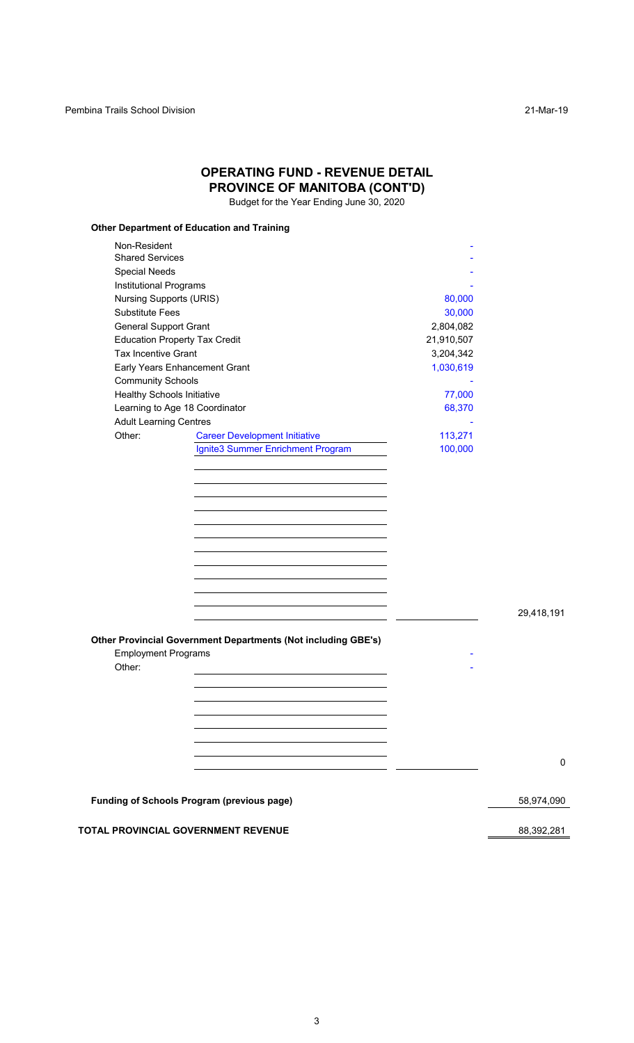# OPERATING FUND - REVENUE DETAIL
## PROVINCE OF MANITOBA (CONT'D)

Budget for the Year Ending June 30, 2020

**Other Department of Education and Training**

| Item | | Amount | Total |
|---|---|---|---|
| Non-Resident | | - | |
| Shared Services | | - | |
| Special Needs | | - | |
| Institutional Programs | | - | |
| Nursing Supports (URIS) | | 80,000 | |
| Substitute Fees | | 30,000 | |
| General Support Grant | | 2,804,082 | |
| Education Property Tax Credit | | 21,910,507 | |
| Tax Incentive Grant | | 3,204,342 | |
| Early Years Enhancement Grant | | 1,030,619 | |
| Community Schools | | - | |
| Healthy Schools Initiative | | 77,000 | |
| Learning to Age 18 Coordinator | | 68,370 | |
| Adult Learning Centres | | - | |
| Other: | Career Development Initiative | 113,271 | |
| | Ignite3 Summer Enrichment Program | 100,000 | |
| | | | 29,418,191 |

**Other Provincial Government Departments (Not including GBE's)**

| Item | | Amount | Total |
|---|---|---|---|
| Employment Programs | | - | |
| Other: | | - | |
| | | | 0 |

| | |
|---|---|
| **Funding of Schools Program (previous page)** | 58,974,090 |
| **TOTAL PROVINCIAL GOVERNMENT REVENUE** | 88,392,281 |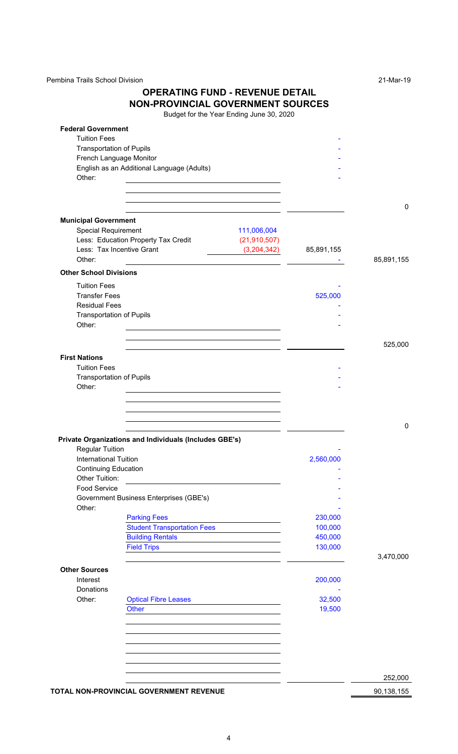Pembina Trails School Division

21-Mar-19

# OPERATING FUND - REVENUE DETAIL
## NON-PROVINCIAL GOVERNMENT SOURCES

Budget for the Year Ending June 30, 2020

| | | | |
|---|---|---|---|
| **Federal Government** | | | |
| Tuition Fees | | - | |
| Transportation of Pupils | | - | |
| French Language Monitor | | - | |
| English as an Additional Language (Adults) | | - | |
| Other: | | - | |
| | | | 0 |
| **Municipal Government** | | | |
| Special Requirement | 111,006,004 | | |
| Less: Education Property Tax Credit | (21,910,507) | | |
| Less: Tax Incentive Grant | (3,204,342) | 85,891,155 | |
| Other: | | - | 85,891,155 |
| **Other School Divisions** | | | |
| Tuition Fees | | - | |
| Transfer Fees | | 525,000 | |
| Residual Fees | | - | |
| Transportation of Pupils | | - | |
| Other: | | - | |
| | | | 525,000 |
| **First Nations** | | | |
| Tuition Fees | | - | |
| Transportation of Pupils | | - | |
| Other: | | - | |
| | | | 0 |
| **Private Organizations and Individuals (Includes GBE's)** | | | |
| Regular Tuition | | - | |
| International Tuition | | 2,560,000 | |
| Continuing Education | | - | |
| Other Tuition: | | - | |
| Food Service | | - | |
| Government Business Enterprises (GBE's) | | - | |
| Other: | | - | |
| Parking Fees | | 230,000 | |
| Student Transportation Fees | | 100,000 | |
| Building Rentals | | 450,000 | |
| Field Trips | | 130,000 | |
| | | | 3,470,000 |
| **Other Sources** | | | |
| Interest | | 200,000 | |
| Donations | | - | |
| Other: Optical Fibre Leases | | 32,500 | |
| Other | | 19,500 | |
| | | | 252,000 |
| **TOTAL NON-PROVINCIAL GOVERNMENT REVENUE** | | | 90,138,155 |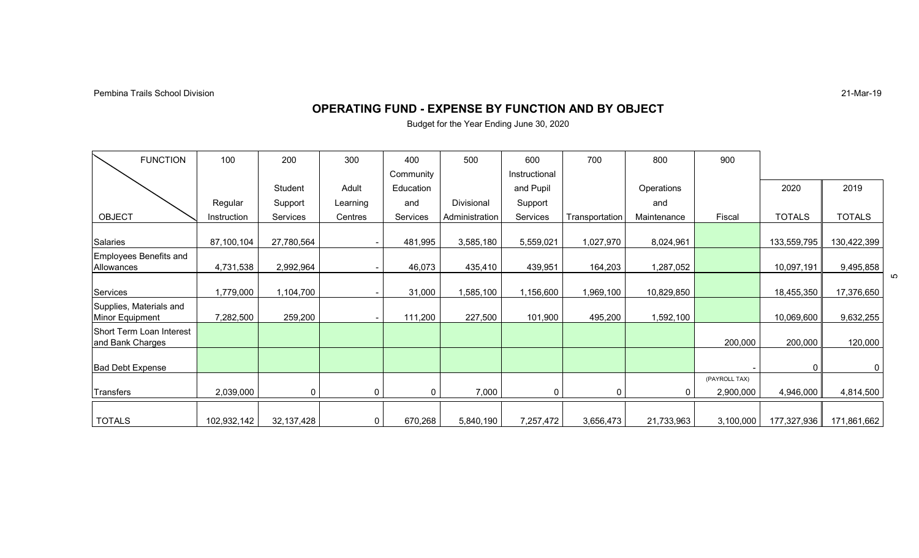Pembina Trails School Division

21-Mar-19

## OPERATING FUND - EXPENSE BY FUNCTION AND BY OBJECT

Budget for the Year Ending June 30, 2020

| FUNCTION / OBJECT | 100 Regular Instruction | 200 Student Support Services | 300 Adult Learning Centres | 400 Community Education and Services | 500 Divisional Administration | 600 Instructional and Pupil Support Services | 700 Transportation | 800 Operations and Maintenance | 900 Fiscal | 2020 TOTALS | 2019 TOTALS |
|---|---|---|---|---|---|---|---|---|---|---|---|
| Salaries | 87,100,104 | 27,780,564 | - | 481,995 | 3,585,180 | 5,559,021 | 1,027,970 | 8,024,961 | | 133,559,795 | 130,422,399 |
| Employees Benefits and Allowances | 4,731,538 | 2,992,964 | - | 46,073 | 435,410 | 439,951 | 164,203 | 1,287,052 | | 10,097,191 | 9,495,858 |
| Services | 1,779,000 | 1,104,700 | - | 31,000 | 1,585,100 | 1,156,600 | 1,969,100 | 10,829,850 | | 18,455,350 | 17,376,650 |
| Supplies, Materials and Minor Equipment | 7,282,500 | 259,200 | - | 111,200 | 227,500 | 101,900 | 495,200 | 1,592,100 | | 10,069,600 | 9,632,255 |
| Short Term Loan Interest and Bank Charges | | | | | | | | | 200,000 | 200,000 | 120,000 |
| Bad Debt Expense | | | | | | | | | - | 0 | 0 |
| Transfers | 2,039,000 | 0 | 0 | 0 | 7,000 | 0 | 0 | 0 | (PAYROLL TAX) 2,900,000 | 4,946,000 | 4,814,500 |
| TOTALS | 102,932,142 | 32,137,428 | 0 | 670,268 | 5,840,190 | 7,257,472 | 3,656,473 | 21,733,963 | 3,100,000 | 177,327,936 | 171,861,662 |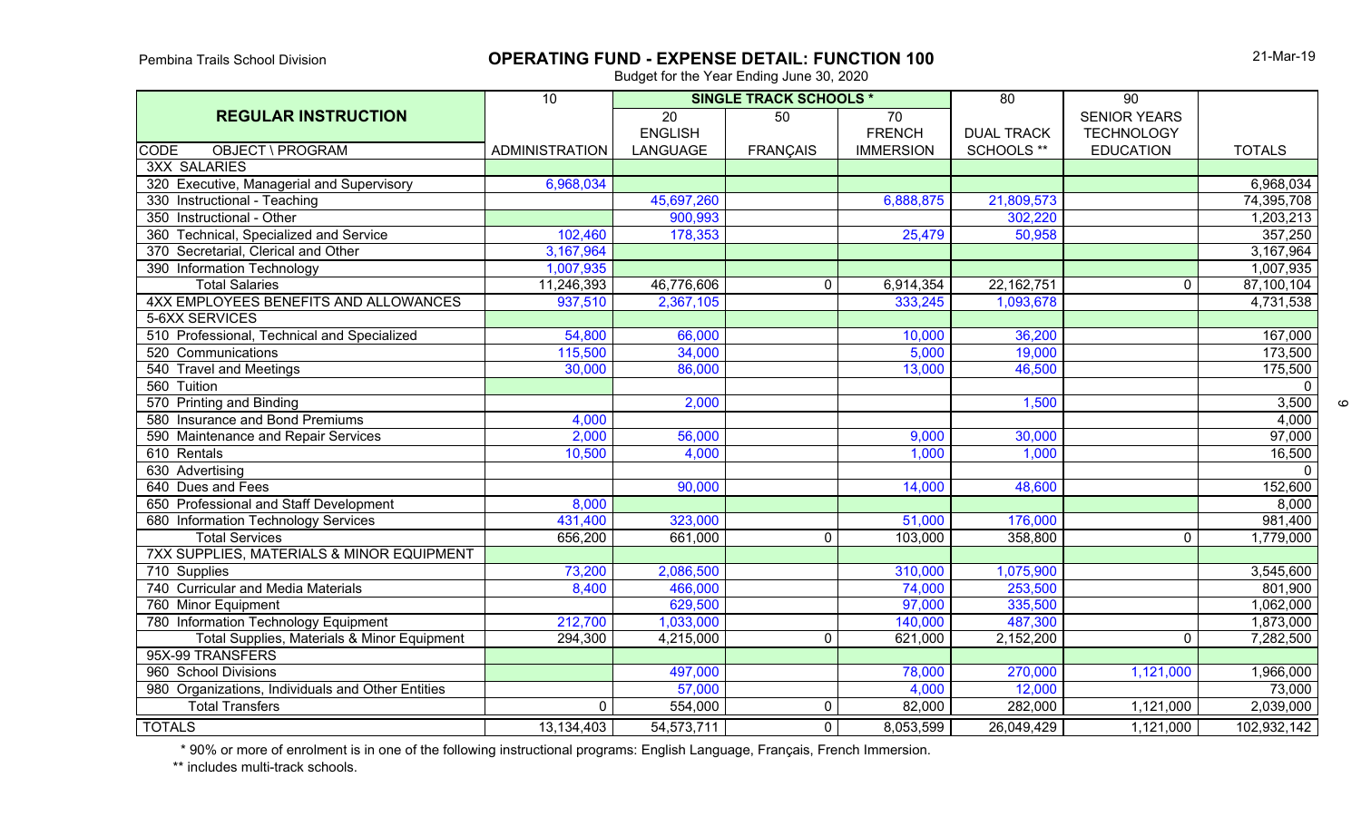Pembina Trails School Division

# OPERATING FUND - EXPENSE DETAIL: FUNCTION 100

Budget for the Year Ending June 30, 2020

21-Mar-19

| REGULAR INSTRUCTION | 10 | SINGLE TRACK SCHOOLS * | | | 80 | 90 | |
|---|---|---|---|---|---|---|---|
| | | 20 | 50 | 70 | | SENIOR YEARS | |
| | | ENGLISH | | FRENCH | DUAL TRACK | TECHNOLOGY | |
| CODE OBJECT \ PROGRAM | ADMINISTRATION | LANGUAGE | FRANÇAIS | IMMERSION | SCHOOLS ** | EDUCATION | TOTALS |
| 3XX SALARIES | | | | | | | |
| 320 Executive, Managerial and Supervisory | 6,968,034 | | | | | | 6,968,034 |
| 330 Instructional - Teaching | | 45,697,260 | | 6,888,875 | 21,809,573 | | 74,395,708 |
| 350 Instructional - Other | | 900,993 | | | 302,220 | | 1,203,213 |
| 360 Technical, Specialized and Service | 102,460 | 178,353 | | 25,479 | 50,958 | | 357,250 |
| 370 Secretarial, Clerical and Other | 3,167,964 | | | | | | 3,167,964 |
| 390 Information Technology | 1,007,935 | | | | | | 1,007,935 |
| Total Salaries | 11,246,393 | 46,776,606 | 0 | 6,914,354 | 22,162,751 | 0 | 87,100,104 |
| 4XX EMPLOYEES BENEFITS AND ALLOWANCES | 937,510 | 2,367,105 | | 333,245 | 1,093,678 | | 4,731,538 |
| 5-6XX SERVICES | | | | | | | |
| 510 Professional, Technical and Specialized | 54,800 | 66,000 | | 10,000 | 36,200 | | 167,000 |
| 520 Communications | 115,500 | 34,000 | | 5,000 | 19,000 | | 173,500 |
| 540 Travel and Meetings | 30,000 | 86,000 | | 13,000 | 46,500 | | 175,500 |
| 560 Tuition | | | | | | | 0 |
| 570 Printing and Binding | | 2,000 | | | 1,500 | | 3,500 |
| 580 Insurance and Bond Premiums | 4,000 | | | | | | 4,000 |
| 590 Maintenance and Repair Services | 2,000 | 56,000 | | 9,000 | 30,000 | | 97,000 |
| 610 Rentals | 10,500 | 4,000 | | 1,000 | 1,000 | | 16,500 |
| 630 Advertising | | | | | | | 0 |
| 640 Dues and Fees | | 90,000 | | 14,000 | 48,600 | | 152,600 |
| 650 Professional and Staff Development | 8,000 | | | | | | 8,000 |
| 680 Information Technology Services | 431,400 | 323,000 | | 51,000 | 176,000 | | 981,400 |
| Total Services | 656,200 | 661,000 | 0 | 103,000 | 358,800 | 0 | 1,779,000 |
| 7XX SUPPLIES, MATERIALS & MINOR EQUIPMENT | | | | | | | |
| 710 Supplies | 73,200 | 2,086,500 | | 310,000 | 1,075,900 | | 3,545,600 |
| 740 Curricular and Media Materials | 8,400 | 466,000 | | 74,000 | 253,500 | | 801,900 |
| 760 Minor Equipment | | 629,500 | | 97,000 | 335,500 | | 1,062,000 |
| 780 Information Technology Equipment | 212,700 | 1,033,000 | | 140,000 | 487,300 | | 1,873,000 |
| Total Supplies, Materials & Minor Equipment | 294,300 | 4,215,000 | 0 | 621,000 | 2,152,200 | 0 | 7,282,500 |
| 95X-99 TRANSFERS | | | | | | | |
| 960 School Divisions | | 497,000 | | 78,000 | 270,000 | 1,121,000 | 1,966,000 |
| 980 Organizations, Individuals and Other Entities | | 57,000 | | 4,000 | 12,000 | | 73,000 |
| Total Transfers | 0 | 554,000 | 0 | 82,000 | 282,000 | 1,121,000 | 2,039,000 |
| TOTALS | 13,134,403 | 54,573,711 | 0 | 8,053,599 | 26,049,429 | 1,121,000 | 102,932,142 |

\* 90% or more of enrolment is in one of the following instructional programs: English Language, Français, French Immersion.

** includes multi-track schools.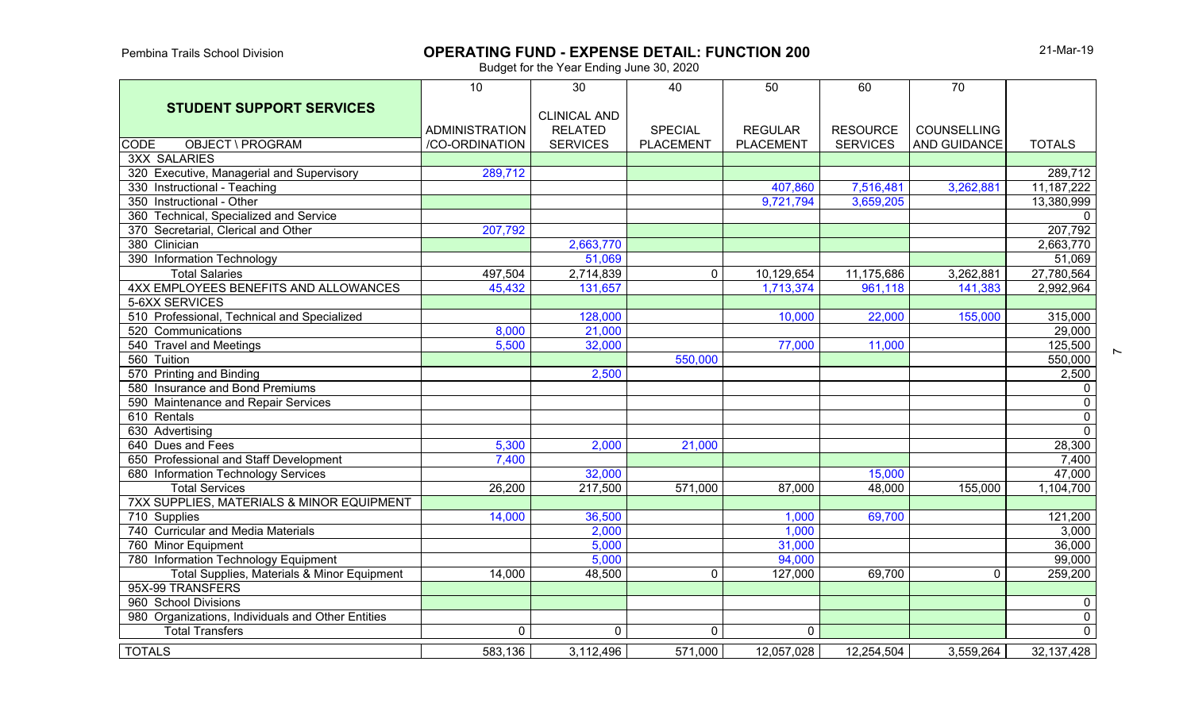Pembina Trails School Division

# OPERATING FUND - EXPENSE DETAIL: FUNCTION 200

Budget for the Year Ending June 30, 2020

| STUDENT SUPPORT SERVICES | 10 | 30 | 40 | 50 | 60 | 70 | |
|---|---|---|---|---|---|---|---|
| CODE OBJECT \ PROGRAM | ADMINISTRATION /CO-ORDINATION | CLINICAL AND RELATED SERVICES | SPECIAL PLACEMENT | REGULAR PLACEMENT | RESOURCE SERVICES | COUNSELLING AND GUIDANCE | TOTALS |
| 3XX SALARIES | | | | | | | |
| 320 Executive, Managerial and Supervisory | 289,712 | | | | | | 289,712 |
| 330 Instructional - Teaching | | | | 407,860 | 7,516,481 | 3,262,881 | 11,187,222 |
| 350 Instructional - Other | | | | 9,721,794 | 3,659,205 | | 13,380,999 |
| 360 Technical, Specialized and Service | | | | | | | 0 |
| 370 Secretarial, Clerical and Other | 207,792 | | | | | | 207,792 |
| 380 Clinician | | 2,663,770 | | | | | 2,663,770 |
| 390 Information Technology | | 51,069 | | | | | 51,069 |
| Total Salaries | 497,504 | 2,714,839 | 0 | 10,129,654 | 11,175,686 | 3,262,881 | 27,780,564 |
| 4XX EMPLOYEES BENEFITS AND ALLOWANCES | 45,432 | 131,657 | | 1,713,374 | 961,118 | 141,383 | 2,992,964 |
| 5-6XX SERVICES | | | | | | | |
| 510 Professional, Technical and Specialized | | 128,000 | | 10,000 | 22,000 | 155,000 | 315,000 |
| 520 Communications | 8,000 | 21,000 | | | | | 29,000 |
| 540 Travel and Meetings | 5,500 | 32,000 | | 77,000 | 11,000 | | 125,500 |
| 560 Tuition | | | 550,000 | | | | 550,000 |
| 570 Printing and Binding | | 2,500 | | | | | 2,500 |
| 580 Insurance and Bond Premiums | | | | | | | 0 |
| 590 Maintenance and Repair Services | | | | | | | 0 |
| 610 Rentals | | | | | | | 0 |
| 630 Advertising | | | | | | | 0 |
| 640 Dues and Fees | 5,300 | 2,000 | 21,000 | | | | 28,300 |
| 650 Professional and Staff Development | 7,400 | | | | | | 7,400 |
| 680 Information Technology Services | | 32,000 | | | 15,000 | | 47,000 |
| Total Services | 26,200 | 217,500 | 571,000 | 87,000 | 48,000 | 155,000 | 1,104,700 |
| 7XX SUPPLIES, MATERIALS & MINOR EQUIPMENT | | | | | | | |
| 710 Supplies | 14,000 | 36,500 | | 1,000 | 69,700 | | 121,200 |
| 740 Curricular and Media Materials | | 2,000 | | 1,000 | | | 3,000 |
| 760 Minor Equipment | | 5,000 | | 31,000 | | | 36,000 |
| 780 Information Technology Equipment | | 5,000 | | 94,000 | | | 99,000 |
| Total Supplies, Materials & Minor Equipment | 14,000 | 48,500 | 0 | 127,000 | 69,700 | 0 | 259,200 |
| 95X-99 TRANSFERS | | | | | | | |
| 960 School Divisions | | | | | | | 0 |
| 980 Organizations, Individuals and Other Entities | | | | | | | 0 |
| Total Transfers | 0 | 0 | 0 | 0 | | | 0 |
| TOTALS | 583,136 | 3,112,496 | 571,000 | 12,057,028 | 12,254,504 | 3,559,264 | 32,137,428 |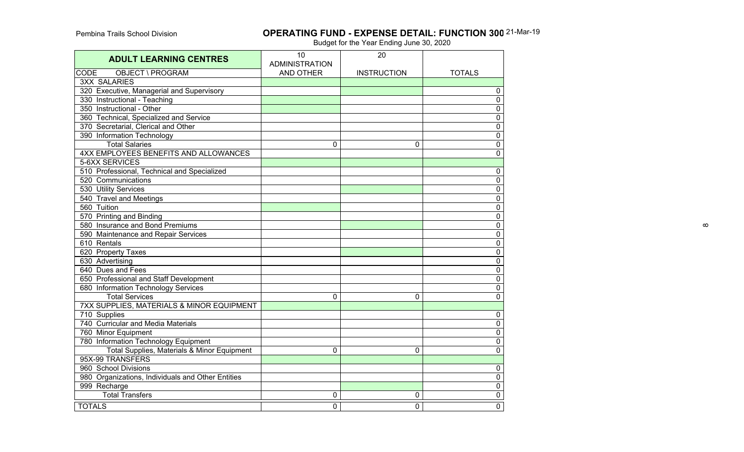Pembina Trails School Division

# OPERATING FUND - EXPENSE DETAIL: FUNCTION 300

21-Mar-19

Budget for the Year Ending June 30, 2020

| ADULT LEARNING CENTRES | 10 ADMINISTRATION AND OTHER | 20 INSTRUCTION | TOTALS |
|---|---|---|---|
| CODE OBJECT \ PROGRAM | | | |
| 3XX SALARIES | | | |
| 320 Executive, Managerial and Supervisory | | | 0 |
| 330 Instructional - Teaching | | | 0 |
| 350 Instructional - Other | | | 0 |
| 360 Technical, Specialized and Service | | | 0 |
| 370 Secretarial, Clerical and Other | | | 0 |
| 390 Information Technology | | | 0 |
| Total Salaries | 0 | 0 | 0 |
| 4XX EMPLOYEES BENEFITS AND ALLOWANCES | | | 0 |
| 5-6XX SERVICES | | | |
| 510 Professional, Technical and Specialized | | | 0 |
| 520 Communications | | | 0 |
| 530 Utility Services | | | 0 |
| 540 Travel and Meetings | | | 0 |
| 560 Tuition | | | 0 |
| 570 Printing and Binding | | | 0 |
| 580 Insurance and Bond Premiums | | | 0 |
| 590 Maintenance and Repair Services | | | 0 |
| 610 Rentals | | | 0 |
| 620 Property Taxes | | | 0 |
| 630 Advertising | | | 0 |
| 640 Dues and Fees | | | 0 |
| 650 Professional and Staff Development | | | 0 |
| 680 Information Technology Services | | | 0 |
| Total Services | 0 | 0 | 0 |
| 7XX SUPPLIES, MATERIALS & MINOR EQUIPMENT | | | |
| 710 Supplies | | | 0 |
| 740 Curricular and Media Materials | | | 0 |
| 760 Minor Equipment | | | 0 |
| 780 Information Technology Equipment | | | 0 |
| Total Supplies, Materials & Minor Equipment | 0 | 0 | 0 |
| 95X-99 TRANSFERS | | | |
| 960 School Divisions | | | 0 |
| 980 Organizations, Individuals and Other Entities | | | 0 |
| 999 Recharge | | | 0 |
| Total Transfers | 0 | 0 | 0 |
| TOTALS | 0 | 0 | 0 |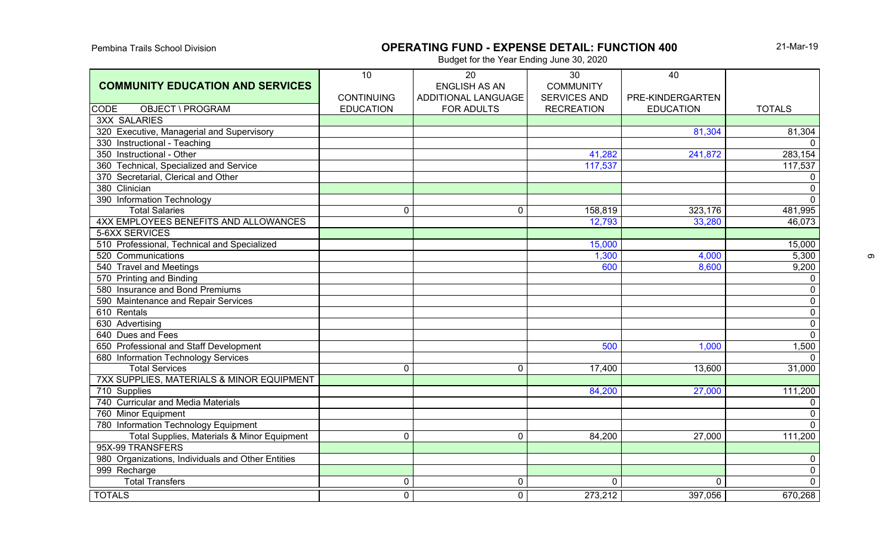Pembina Trails School Division

# OPERATING FUND - EXPENSE DETAIL: FUNCTION 400

Budget for the Year Ending June 30, 2020

21-Mar-19

| COMMUNITY EDUCATION AND SERVICES | 10 CONTINUING EDUCATION | 20 ENGLISH AS AN ADDITIONAL LANGUAGE FOR ADULTS | 30 COMMUNITY SERVICES AND RECREATION | 40 PRE-KINDERGARTEN EDUCATION | TOTALS |
|---|---|---|---|---|---|
| CODE OBJECT \ PROGRAM | | | | | |
| 3XX SALARIES | | | | | |
| 320 Executive, Managerial and Supervisory | | | | 81,304 | 81,304 |
| 330 Instructional - Teaching | | | | | 0 |
| 350 Instructional - Other | | | 41,282 | 241,872 | 283,154 |
| 360 Technical, Specialized and Service | | | 117,537 | | 117,537 |
| 370 Secretarial, Clerical and Other | | | | | 0 |
| 380 Clinician | | | | | 0 |
| 390 Information Technology | | | | | 0 |
| Total Salaries | 0 | 0 | 158,819 | 323,176 | 481,995 |
| 4XX EMPLOYEES BENEFITS AND ALLOWANCES | | | 12,793 | 33,280 | 46,073 |
| 5-6XX SERVICES | | | | | |
| 510 Professional, Technical and Specialized | | | 15,000 | | 15,000 |
| 520 Communications | | | 1,300 | 4,000 | 5,300 |
| 540 Travel and Meetings | | | 600 | 8,600 | 9,200 |
| 570 Printing and Binding | | | | | 0 |
| 580 Insurance and Bond Premiums | | | | | 0 |
| 590 Maintenance and Repair Services | | | | | 0 |
| 610 Rentals | | | | | 0 |
| 630 Advertising | | | | | 0 |
| 640 Dues and Fees | | | | | 0 |
| 650 Professional and Staff Development | | | 500 | 1,000 | 1,500 |
| 680 Information Technology Services | | | | | 0 |
| Total Services | 0 | 0 | 17,400 | 13,600 | 31,000 |
| 7XX SUPPLIES, MATERIALS & MINOR EQUIPMENT | | | | | |
| 710 Supplies | | | 84,200 | 27,000 | 111,200 |
| 740 Curricular and Media Materials | | | | | 0 |
| 760 Minor Equipment | | | | | 0 |
| 780 Information Technology Equipment | | | | | 0 |
| Total Supplies, Materials & Minor Equipment | 0 | 0 | 84,200 | 27,000 | 111,200 |
| 95X-99 TRANSFERS | | | | | |
| 980 Organizations, Individuals and Other Entities | | | | | 0 |
| 999 Recharge | | | | | 0 |
| Total Transfers | 0 | 0 | 0 | 0 | 0 |
| TOTALS | 0 | 0 | 273,212 | 397,056 | 670,268 |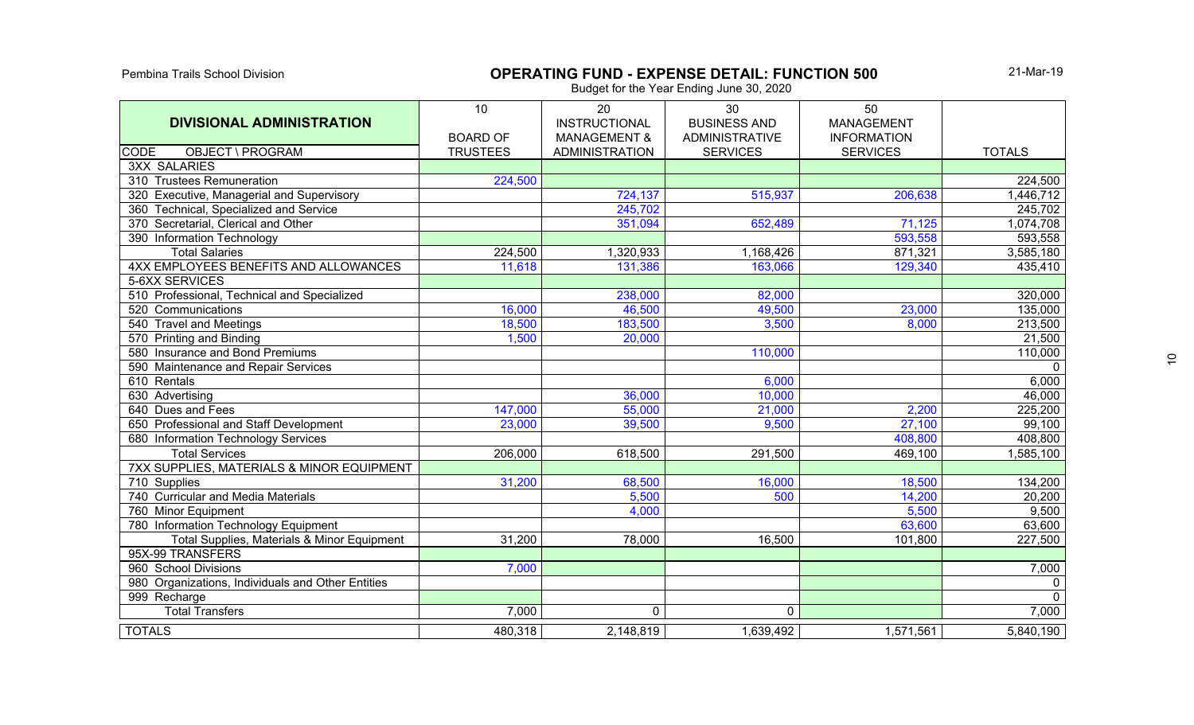Pembina Trails School Division

# OPERATING FUND - EXPENSE DETAIL: FUNCTION 500

Budget for the Year Ending June 30, 2020

21-Mar-19

| DIVISIONAL ADMINISTRATION<br>CODE OBJECT \ PROGRAM | 10<br>BOARD OF TRUSTEES | 20<br>INSTRUCTIONAL MANAGEMENT & ADMINISTRATION | 30<br>BUSINESS AND ADMINISTRATIVE SERVICES | 50<br>MANAGEMENT INFORMATION SERVICES | TOTALS |
|---|---|---|---|---|---|
| 3XX SALARIES | | | | | |
| 310 Trustees Remuneration | 224,500 | | | | 224,500 |
| 320 Executive, Managerial and Supervisory | | 724,137 | 515,937 | 206,638 | 1,446,712 |
| 360 Technical, Specialized and Service | | 245,702 | | | 245,702 |
| 370 Secretarial, Clerical and Other | | 351,094 | 652,489 | 71,125 | 1,074,708 |
| 390 Information Technology | | | | 593,558 | 593,558 |
| Total Salaries | 224,500 | 1,320,933 | 1,168,426 | 871,321 | 3,585,180 |
| 4XX EMPLOYEES BENEFITS AND ALLOWANCES | 11,618 | 131,386 | 163,066 | 129,340 | 435,410 |
| 5-6XX SERVICES | | | | | |
| 510 Professional, Technical and Specialized | | 238,000 | 82,000 | | 320,000 |
| 520 Communications | 16,000 | 46,500 | 49,500 | 23,000 | 135,000 |
| 540 Travel and Meetings | 18,500 | 183,500 | 3,500 | 8,000 | 213,500 |
| 570 Printing and Binding | 1,500 | 20,000 | | | 21,500 |
| 580 Insurance and Bond Premiums | | | 110,000 | | 110,000 |
| 590 Maintenance and Repair Services | | | | | 0 |
| 610 Rentals | | | 6,000 | | 6,000 |
| 630 Advertising | | 36,000 | 10,000 | | 46,000 |
| 640 Dues and Fees | 147,000 | 55,000 | 21,000 | 2,200 | 225,200 |
| 650 Professional and Staff Development | 23,000 | 39,500 | 9,500 | 27,100 | 99,100 |
| 680 Information Technology Services | | | | 408,800 | 408,800 |
| Total Services | 206,000 | 618,500 | 291,500 | 469,100 | 1,585,100 |
| 7XX SUPPLIES, MATERIALS & MINOR EQUIPMENT | | | | | |
| 710 Supplies | 31,200 | 68,500 | 16,000 | 18,500 | 134,200 |
| 740 Curricular and Media Materials | | 5,500 | 500 | 14,200 | 20,200 |
| 760 Minor Equipment | | 4,000 | | 5,500 | 9,500 |
| 780 Information Technology Equipment | | | | 63,600 | 63,600 |
| Total Supplies, Materials & Minor Equipment | 31,200 | 78,000 | 16,500 | 101,800 | 227,500 |
| 95X-99 TRANSFERS | | | | | |
| 960 School Divisions | 7,000 | | | | 7,000 |
| 980 Organizations, Individuals and Other Entities | | | | | 0 |
| 999 Recharge | | | | | 0 |
| Total Transfers | 7,000 | 0 | 0 | | 7,000 |
| TOTALS | 480,318 | 2,148,819 | 1,639,492 | 1,571,561 | 5,840,190 |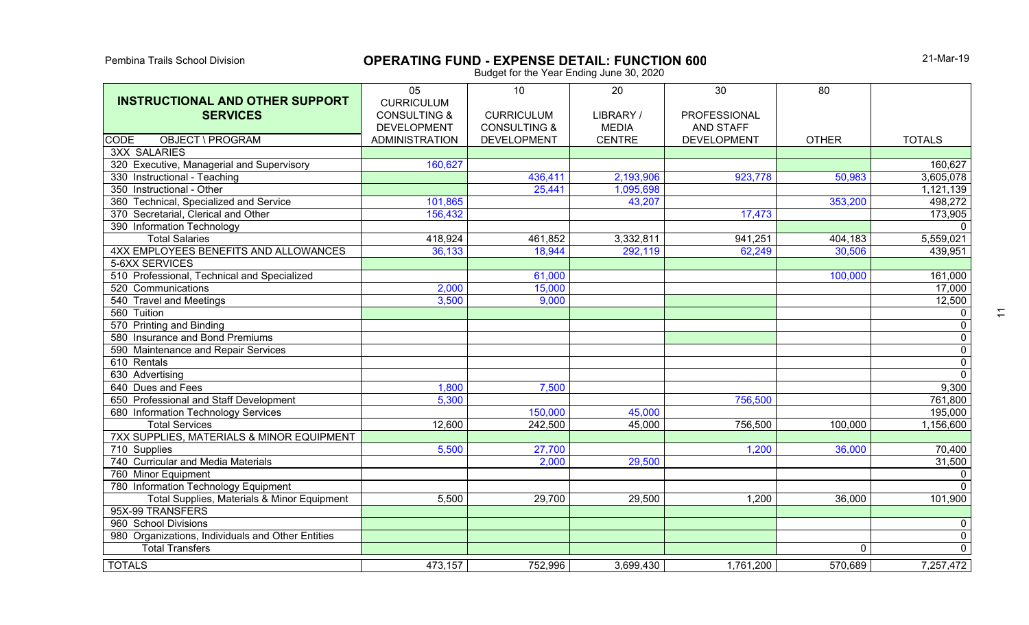Pembina Trails School Division

# OPERATING FUND - EXPENSE DETAIL: FUNCTION 600

Budget for the Year Ending June 30, 2020

21-Mar-19

| INSTRUCTIONAL AND OTHER SUPPORT SERVICES | 05 | 10 | 20 | 30 | 80 | |
|---|---|---|---|---|---|---|
| CODE OBJECT \ PROGRAM | CURRICULUM CONSULTING & DEVELOPMENT ADMINISTRATION | CURRICULUM CONSULTING & DEVELOPMENT | LIBRARY / MEDIA CENTRE | PROFESSIONAL AND STAFF DEVELOPMENT | OTHER | TOTALS |
| 3XX SALARIES | | | | | | |
| 320 Executive, Managerial and Supervisory | 160,627 | | | | | 160,627 |
| 330 Instructional - Teaching | | 436,411 | 2,193,906 | 923,778 | 50,983 | 3,605,078 |
| 350 Instructional - Other | | 25,441 | 1,095,698 | | | 1,121,139 |
| 360 Technical, Specialized and Service | 101,865 | | 43,207 | | 353,200 | 498,272 |
| 370 Secretarial, Clerical and Other | 156,432 | | | 17,473 | | 173,905 |
| 390 Information Technology | | | | | | 0 |
| Total Salaries | 418,924 | 461,852 | 3,332,811 | 941,251 | 404,183 | 5,559,021 |
| 4XX EMPLOYEES BENEFITS AND ALLOWANCES | 36,133 | 18,944 | 292,119 | 62,249 | 30,506 | 439,951 |
| 5-6XX SERVICES | | | | | | |
| 510 Professional, Technical and Specialized | | 61,000 | | | 100,000 | 161,000 |
| 520 Communications | 2,000 | 15,000 | | | | 17,000 |
| 540 Travel and Meetings | 3,500 | 9,000 | | | | 12,500 |
| 560 Tuition | | | | | | 0 |
| 570 Printing and Binding | | | | | | 0 |
| 580 Insurance and Bond Premiums | | | | | | 0 |
| 590 Maintenance and Repair Services | | | | | | 0 |
| 610 Rentals | | | | | | 0 |
| 630 Advertising | | | | | | 0 |
| 640 Dues and Fees | 1,800 | 7,500 | | | | 9,300 |
| 650 Professional and Staff Development | 5,300 | | | 756,500 | | 761,800 |
| 680 Information Technology Services | | 150,000 | 45,000 | | | 195,000 |
| Total Services | 12,600 | 242,500 | 45,000 | 756,500 | 100,000 | 1,156,600 |
| 7XX SUPPLIES, MATERIALS & MINOR EQUIPMENT | | | | | | |
| 710 Supplies | 5,500 | 27,700 | | 1,200 | 36,000 | 70,400 |
| 740 Curricular and Media Materials | | 2,000 | 29,500 | | | 31,500 |
| 760 Minor Equipment | | | | | | 0 |
| 780 Information Technology Equipment | | | | | | 0 |
| Total Supplies, Materials & Minor Equipment | 5,500 | 29,700 | 29,500 | 1,200 | 36,000 | 101,900 |
| 95X-99 TRANSFERS | | | | | | |
| 960 School Divisions | | | | | | 0 |
| 980 Organizations, Individuals and Other Entities | | | | | | 0 |
| Total Transfers | | | | | 0 | 0 |
| TOTALS | 473,157 | 752,996 | 3,699,430 | 1,761,200 | 570,689 | 7,257,472 |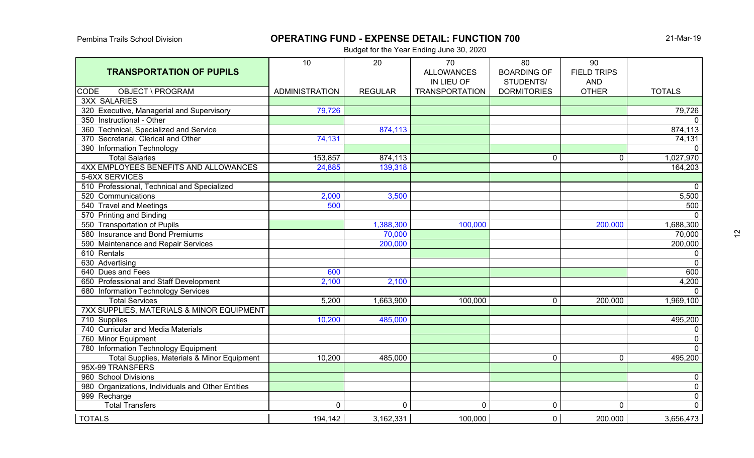Pembina Trails School Division

# OPERATING FUND - EXPENSE DETAIL: FUNCTION 700

Budget for the Year Ending June 30, 2020

21-Mar-19

| TRANSPORTATION OF PUPILS | 10 | 20 | 70 ALLOWANCES IN LIEU OF | 80 BOARDING OF STUDENTS/ | 90 FIELD TRIPS AND | |
|---|---|---|---|---|---|---|
| CODE OBJECT \ PROGRAM | ADMINISTRATION | REGULAR | TRANSPORTATION | DORMITORIES | OTHER | TOTALS |
| 3XX SALARIES | | | | | | |
| 320 Executive, Managerial and Supervisory | 79,726 | | | | | 79,726 |
| 350 Instructional - Other | | | | | | 0 |
| 360 Technical, Specialized and Service | | 874,113 | | | | 874,113 |
| 370 Secretarial, Clerical and Other | 74,131 | | | | | 74,131 |
| 390 Information Technology | | | | | | 0 |
| Total Salaries | 153,857 | 874,113 | | 0 | 0 | 1,027,970 |
| 4XX EMPLOYEES BENEFITS AND ALLOWANCES | 24,885 | 139,318 | | | | 164,203 |
| 5-6XX SERVICES | | | | | | |
| 510 Professional, Technical and Specialized | | | | | | 0 |
| 520 Communications | 2,000 | 3,500 | | | | 5,500 |
| 540 Travel and Meetings | 500 | | | | | 500 |
| 570 Printing and Binding | | | | | | 0 |
| 550 Transportation of Pupils | | 1,388,300 | 100,000 | | 200,000 | 1,688,300 |
| 580 Insurance and Bond Premiums | | 70,000 | | | | 70,000 |
| 590 Maintenance and Repair Services | | 200,000 | | | | 200,000 |
| 610 Rentals | | | | | | 0 |
| 630 Advertising | | | | | | 0 |
| 640 Dues and Fees | 600 | | | | | 600 |
| 650 Professional and Staff Development | 2,100 | 2,100 | | | | 4,200 |
| 680 Information Technology Services | | | | | | 0 |
| Total Services | 5,200 | 1,663,900 | 100,000 | 0 | 200,000 | 1,969,100 |
| 7XX SUPPLIES, MATERIALS & MINOR EQUIPMENT | | | | | | |
| 710 Supplies | 10,200 | 485,000 | | | | 495,200 |
| 740 Curricular and Media Materials | | | | | | 0 |
| 760 Minor Equipment | | | | | | 0 |
| 780 Information Technology Equipment | | | | | | 0 |
| Total Supplies, Materials & Minor Equipment | 10,200 | 485,000 | | 0 | 0 | 495,200 |
| 95X-99 TRANSFERS | | | | | | |
| 960 School Divisions | | | | | | 0 |
| 980 Organizations, Individuals and Other Entities | | | | | | 0 |
| 999 Recharge | | | | | | 0 |
| Total Transfers | 0 | 0 | 0 | 0 | 0 | 0 |
| TOTALS | 194,142 | 3,162,331 | 100,000 | 0 | 200,000 | 3,656,473 |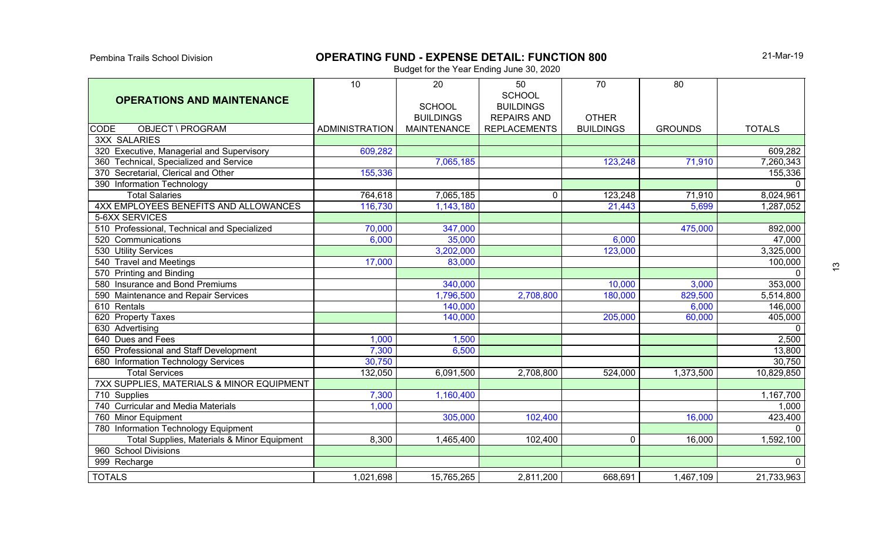Pembina Trails School Division

# OPERATING FUND - EXPENSE DETAIL: FUNCTION 800

Budget for the Year Ending June 30, 2020

21-Mar-19

| OPERATIONS AND MAINTENANCE | 10 | 20 | 50 | 70 | 80 | |
|---|---|---|---|---|---|---|
| CODE OBJECT \ PROGRAM | ADMINISTRATION | SCHOOL BUILDINGS MAINTENANCE | SCHOOL BUILDINGS REPAIRS AND REPLACEMENTS | OTHER BUILDINGS | GROUNDS | TOTALS |
| 3XX SALARIES | | | | | | |
| 320 Executive, Managerial and Supervisory | 609,282 | | | | | 609,282 |
| 360 Technical, Specialized and Service | | 7,065,185 | | 123,248 | 71,910 | 7,260,343 |
| 370 Secretarial, Clerical and Other | 155,336 | | | | | 155,336 |
| 390 Information Technology | | | | | | 0 |
| Total Salaries | 764,618 | 7,065,185 | 0 | 123,248 | 71,910 | 8,024,961 |
| 4XX EMPLOYEES BENEFITS AND ALLOWANCES | 116,730 | 1,143,180 | | 21,443 | 5,699 | 1,287,052 |
| 5-6XX SERVICES | | | | | | |
| 510 Professional, Technical and Specialized | 70,000 | 347,000 | | | 475,000 | 892,000 |
| 520 Communications | 6,000 | 35,000 | | 6,000 | | 47,000 |
| 530 Utility Services | | 3,202,000 | | 123,000 | | 3,325,000 |
| 540 Travel and Meetings | 17,000 | 83,000 | | | | 100,000 |
| 570 Printing and Binding | | | | | | 0 |
| 580 Insurance and Bond Premiums | | 340,000 | | 10,000 | 3,000 | 353,000 |
| 590 Maintenance and Repair Services | | 1,796,500 | 2,708,800 | 180,000 | 829,500 | 5,514,800 |
| 610 Rentals | | 140,000 | | | 6,000 | 146,000 |
| 620 Property Taxes | | 140,000 | | 205,000 | 60,000 | 405,000 |
| 630 Advertising | | | | | | 0 |
| 640 Dues and Fees | 1,000 | 1,500 | | | | 2,500 |
| 650 Professional and Staff Development | 7,300 | 6,500 | | | | 13,800 |
| 680 Information Technology Services | 30,750 | | | | | 30,750 |
| Total Services | 132,050 | 6,091,500 | 2,708,800 | 524,000 | 1,373,500 | 10,829,850 |
| 7XX SUPPLIES, MATERIALS & MINOR EQUIPMENT | | | | | | |
| 710 Supplies | 7,300 | 1,160,400 | | | | 1,167,700 |
| 740 Curricular and Media Materials | 1,000 | | | | | 1,000 |
| 760 Minor Equipment | | 305,000 | 102,400 | | 16,000 | 423,400 |
| 780 Information Technology Equipment | | | | | | 0 |
| Total Supplies, Materials & Minor Equipment | 8,300 | 1,465,400 | 102,400 | 0 | 16,000 | 1,592,100 |
| 960 School Divisions | | | | | | |
| 999 Recharge | | | | | | 0 |
| TOTALS | 1,021,698 | 15,765,265 | 2,811,200 | 668,691 | 1,467,109 | 21,733,963 |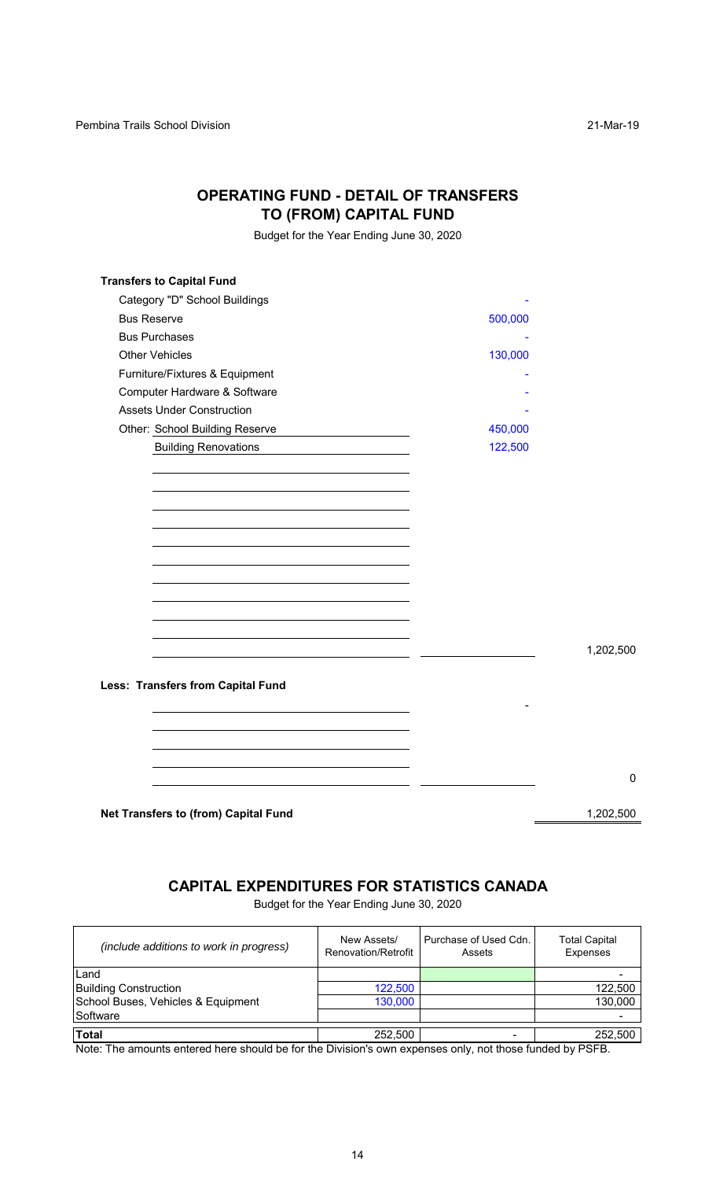## OPERATING FUND - DETAIL OF TRANSFERS TO (FROM) CAPITAL FUND

Budget for the Year Ending June 30, 2020

| **Transfers to Capital Fund** | | |
|---|---|---|
| Category "D" School Buildings | - | |
| Bus Reserve | 500,000 | |
| Bus Purchases | - | |
| Other Vehicles | 130,000 | |
| Furniture/Fixtures & Equipment | - | |
| Computer Hardware & Software | - | |
| Assets Under Construction | - | |
| Other: School Building Reserve | 450,000 | |
| Building Renovations | 122,500 | |
| | | 1,202,500 |
| **Less: Transfers from Capital Fund** | | |
| | - | |
| | | 0 |
| **Net Transfers to (from) Capital Fund** | | 1,202,500 |

## CAPITAL EXPENDITURES FOR STATISTICS CANADA

Budget for the Year Ending June 30, 2020

| *(include additions to work in progress)* | New Assets/ Renovation/Retrofit | Purchase of Used Cdn. Assets | Total Capital Expenses |
|---|---|---|---|
| Land | | | - |
| Building Construction | 122,500 | | 122,500 |
| School Buses, Vehicles & Equipment | 130,000 | | 130,000 |
| Software | | | - |
| **Total** | 252,500 | - | 252,500 |

Note: The amounts entered here should be for the Division's own expenses only, not those funded by PSFB.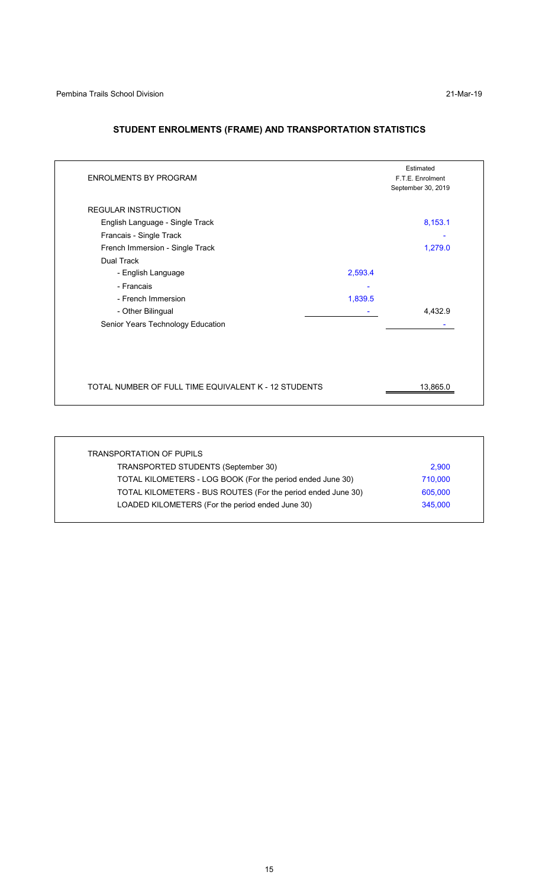## STUDENT ENROLMENTS (FRAME) AND TRANSPORTATION STATISTICS

| ENROLMENTS BY PROGRAM | | Estimated F.T.E. Enrolment September 30, 2019 |
|---|---|---|
| REGULAR INSTRUCTION | | |
| English Language - Single Track | | 8,153.1 |
| Francais - Single Track | | - |
| French Immersion - Single Track | | 1,279.0 |
| Dual Track | | |
| - English Language | 2,593.4 | |
| - Francais | - | |
| - French Immersion | 1,839.5 | |
| - Other Bilingual | - | 4,432.9 |
| Senior Years Technology Education | | - |
| TOTAL NUMBER OF FULL TIME EQUIVALENT K - 12 STUDENTS | | 13,865.0 |

| TRANSPORTATION OF PUPILS | |
|---|---|
| TRANSPORTED STUDENTS (September 30) | 2,900 |
| TOTAL KILOMETERS - LOG BOOK (For the period ended June 30) | 710,000 |
| TOTAL KILOMETERS - BUS ROUTES (For the period ended June 30) | 605,000 |
| LOADED KILOMETERS (For the period ended June 30) | 345,000 |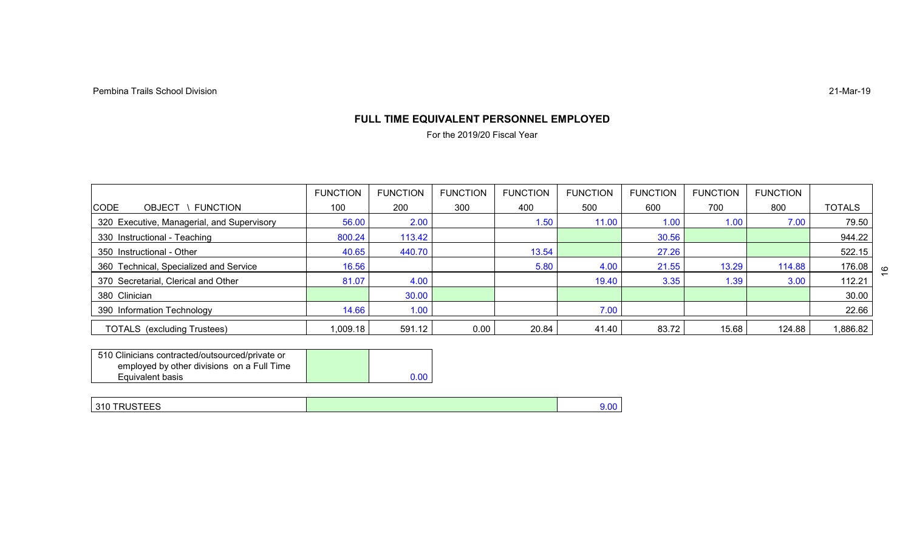Pembina Trails School Division

21-Mar-19

## FULL TIME EQUIVALENT PERSONNEL EMPLOYED

For the 2019/20 Fiscal Year

| CODE OBJECT \ FUNCTION | FUNCTION 100 | FUNCTION 200 | FUNCTION 300 | FUNCTION 400 | FUNCTION 500 | FUNCTION 600 | FUNCTION 700 | FUNCTION 800 | TOTALS |
|---|---|---|---|---|---|---|---|---|---|
| 320 Executive, Managerial, and Supervisory | 56.00 | 2.00 | | 1.50 | 11.00 | 1.00 | 1.00 | 7.00 | 79.50 |
| 330 Instructional - Teaching | 800.24 | 113.42 | | | | 30.56 | | | 944.22 |
| 350 Instructional - Other | 40.65 | 440.70 | | 13.54 | | 27.26 | | | 522.15 |
| 360 Technical, Specialized and Service | 16.56 | | | 5.80 | 4.00 | 21.55 | 13.29 | 114.88 | 176.08 |
| 370 Secretarial, Clerical and Other | 81.07 | 4.00 | | | 19.40 | 3.35 | 1.39 | 3.00 | 112.21 |
| 380 Clinician | | 30.00 | | | | | | | 30.00 |
| 390 Information Technology | 14.66 | 1.00 | | | 7.00 | | | | 22.66 |
| TOTALS (excluding Trustees) | 1,009.18 | 591.12 | 0.00 | 20.84 | 41.40 | 83.72 | 15.68 | 124.88 | 1,886.82 |

| | | |
|---|---|---|
| 510 Clinicians contracted/outsourced/private or employed by other divisions on a Full Time Equivalent basis | | 0.00 |

| | | |
|---|---|---|
| 310 TRUSTEES | | 9.00 |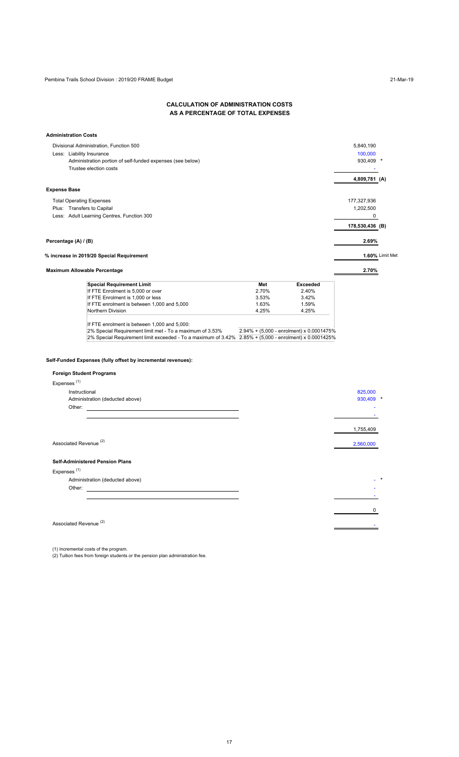# CALCULATION OF ADMINISTRATION COSTS AS A PERCENTAGE OF TOTAL EXPENSES

**Administration Costs**

| | |
|---|---|
| Divisional Administration, Function 500 | 5,840,190 |
| Less: Liability Insurance | 100,000 |
| Administration portion of self-funded expenses (see below) | 930,409 * |
| Trustee election costs | - |
| | **4,809,781 (A)** |

**Expense Base**

| | |
|---|---|
| Total Operating Expenses | 177,327,936 |
| Plus: Transfers to Capital | 1,202,500 |
| Less: Adult Learning Centres, Function 300 | 0 |
| | **178,530,436 (B)** |

| | |
|---|---|
| **Percentage (A) / (B)** | **2.69%** |
| **% increase in 2019/20 Special Requirement** | **1.60%** Limit Met |
| **Maximum Allowable Percentage** | **2.70%** |

| Special Requirement Limit | Met | Exceeded |
|---|---|---|
| If FTE Enrolment is 5,000 or over | 2.70% | 2.40% |
| If FTE Enrolment is 1,000 or less | 3.53% | 3.42% |
| If FTE enrolment is between 1,000 and 5,000 | 1.63% | 1.59% |
| Northern Division | 4.25% | 4.25% |

If FTE enrolment is between 1,000 and 5,000:

| | |
|---|---|
| 2% Special Requirement limit met - To a maximum of 3.53% | 2.94% + (5,000 - enrolment) x 0.0001475% |
| 2% Special Requirement limit exceeded - To a maximum of 3.42% | 2.85% + (5,000 - enrolment) x 0.0001425% |

**Self-Funded Expenses (fully offset by incremental revenues):**

**Foreign Student Programs**

Expenses [1]

| | |
|---|---|
| Instructional | 825,000 |
| Administration (deducted above) | 930,409 * |
| Other: | - |
| | - |
| | 1,755,409 |
| Associated Revenue [2] | 2,560,000 |

**Self-Administered Pension Plans**

Expenses [1]

| | |
|---|---|
| Administration (deducted above) | - * |
| Other: | - |
| | - |
| | 0 |
| Associated Revenue [2] | - |

(1) Incremental costs of the program.
(2) Tuition fees from foreign students or the pension plan administration fee.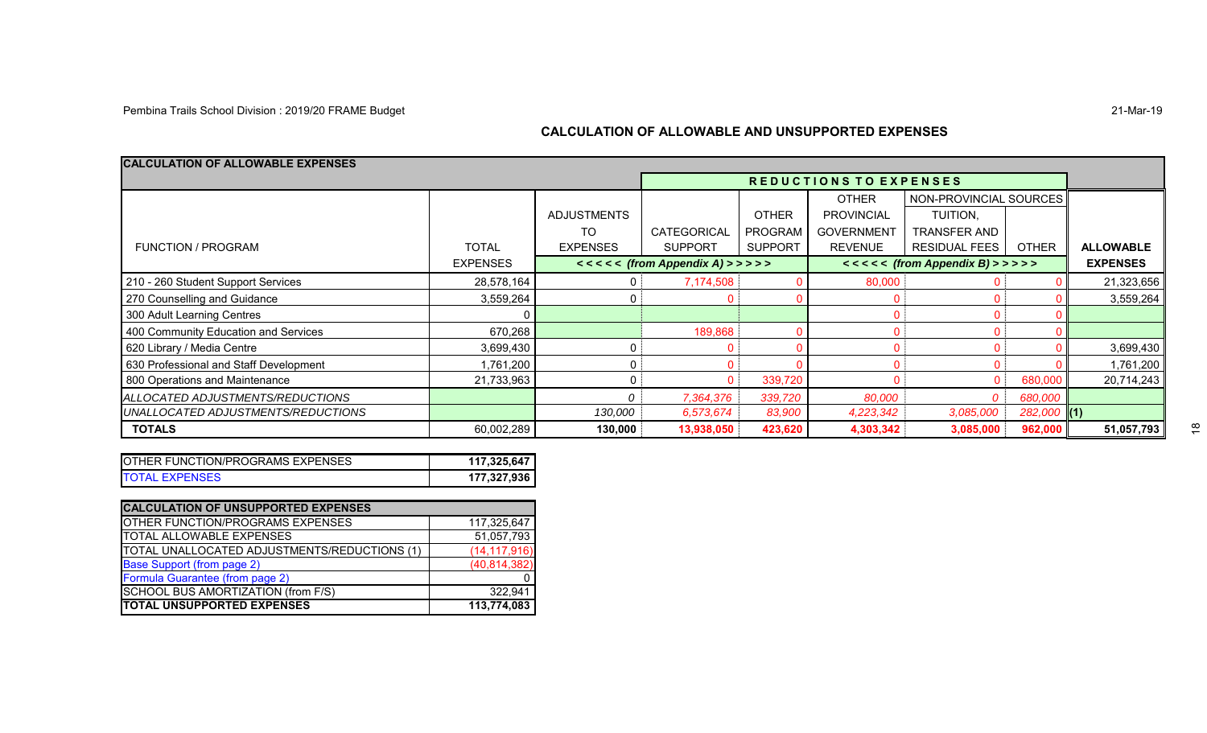Pembina Trails School Division : 2019/20 FRAME Budget

21-Mar-19

## CALCULATION OF ALLOWABLE AND UNSUPPORTED EXPENSES

**CALCULATION OF ALLOWABLE EXPENSES**

| FUNCTION / PROGRAM | TOTAL EXPENSES | ADJUSTMENTS TO EXPENSES | CATEGORICAL SUPPORT | OTHER PROGRAM SUPPORT | OTHER PROVINCIAL GOVERNMENT REVENUE | NON-PROVINCIAL SOURCES: TUITION, TRANSFER AND RESIDUAL FEES | NON-PROVINCIAL SOURCES: OTHER | ALLOWABLE EXPENSES |
|---|---|---|---|---|---|---|---|---|
| | | REDUCTIONS TO EXPENSES <<<<< (from Appendix A) >>>>> | | | REDUCTIONS TO EXPENSES <<<<< (from Appendix B) >>>>> | | | |
| 210 - 260 Student Support Services | 28,578,164 | 0 | 7,174,508 | 0 | 80,000 | 0 | 0 | 21,323,656 |
| 270 Counselling and Guidance | 3,559,264 | 0 | 0 | 0 | 0 | 0 | 0 | 3,559,264 |
| 300 Adult Learning Centres | 0 | | | | 0 | 0 | 0 | |
| 400 Community Education and Services | 670,268 | | 189,868 | 0 | 0 | 0 | 0 | |
| 620 Library / Media Centre | 3,699,430 | 0 | 0 | 0 | 0 | 0 | 0 | 3,699,430 |
| 630 Professional and Staff Development | 1,761,200 | 0 | 0 | 0 | 0 | 0 | 0 | 1,761,200 |
| 800 Operations and Maintenance | 21,733,963 | 0 | 0 | 339,720 | 0 | 0 | 680,000 | 20,714,243 |
| *ALLOCATED ADJUSTMENTS/REDUCTIONS* | | *0* | *7,364,376* | *339,720* | *80,000* | *0* | *680,000* | |
| *UNALLOCATED ADJUSTMENTS/REDUCTIONS* | | *130,000* | *6,573,674* | *83,900* | *4,223,342* | *3,085,000* | *282,000* | (1) |
| **TOTALS** | 60,002,289 | **130,000** | **13,938,050** | **423,620** | **4,303,342** | **3,085,000** | **962,000** | **51,057,793** |

| | |
|---|---|
| OTHER FUNCTION/PROGRAMS EXPENSES | **117,325,647** |
| TOTAL EXPENSES | **177,327,936** |

| CALCULATION OF UNSUPPORTED EXPENSES | |
|---|---|
| OTHER FUNCTION/PROGRAMS EXPENSES | 117,325,647 |
| TOTAL ALLOWABLE EXPENSES | 51,057,793 |
| TOTAL UNALLOCATED ADJUSTMENTS/REDUCTIONS (1) | (14,117,916) |
| Base Support (from page 2) | (40,814,382) |
| Formula Guarantee (from page 2) | 0 |
| SCHOOL BUS AMORTIZATION (from F/S) | 322,941 |
| **TOTAL UNSUPPORTED EXPENSES** | **113,774,083** |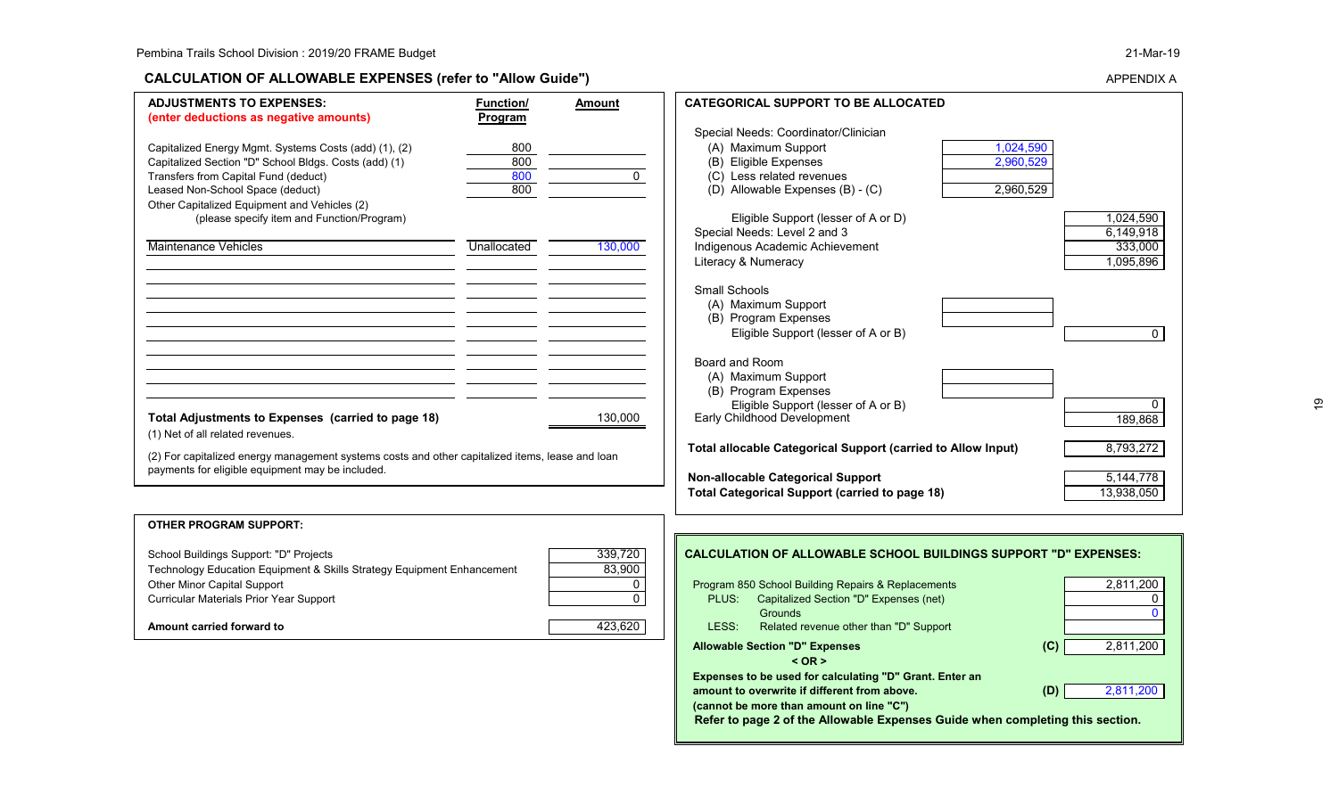## CALCULATION OF ALLOWABLE EXPENSES (refer to "Allow Guide")

APPENDIX A

| ADJUSTMENTS TO EXPENSES: (enter deductions as negative amounts) | Function/ Program | Amount |
|---|---|---|
| Capitalized Energy Mgmt. Systems Costs (add) (1), (2) | 800 | |
| Capitalized Section "D" School Bldgs. Costs (add) (1) | 800 | |
| Transfers from Capital Fund (deduct) | 800 | 0 |
| Leased Non-School Space (deduct) | 800 | |
| Other Capitalized Equipment and Vehicles (2) (please specify item and Function/Program) | | |
| Maintenance Vehicles | Unallocated | 130,000 |
| **Total Adjustments to Expenses (carried to page 18)** | | 130,000 |

(1) Net of all related revenues.

(2) For capitalized energy management systems costs and other capitalized items, lease and loan payments for eligible equipment may be included.

| CATEGORICAL SUPPORT TO BE ALLOCATED | | |
|---|---|---|
| Special Needs: Coordinator/Clinician | | |
| (A) Maximum Support | 1,024,590 | |
| (B) Eligible Expenses | 2,960,529 | |
| (C) Less related revenues | | |
| (D) Allowable Expenses (B) - (C) | 2,960,529 | |
| Eligible Support (lesser of A or D) | | 1,024,590 |
| Special Needs: Level 2 and 3 | | 6,149,918 |
| Indigenous Academic Achievement | | 333,000 |
| Literacy & Numeracy | | 1,095,896 |
| Small Schools | | |
| (A) Maximum Support | | |
| (B) Program Expenses | | |
| Eligible Support (lesser of A or B) | | 0 |
| Board and Room | | |
| (A) Maximum Support | | |
| (B) Program Expenses | | |
| Eligible Support (lesser of A or B) | | 0 |
| Early Childhood Development | | 189,868 |
| **Total allocable Categorical Support (carried to Allow Input)** | | 8,793,272 |
| **Non-allocable Categorical Support** | | 5,144,778 |
| **Total Categorical Support (carried to page 18)** | | 13,938,050 |

| OTHER PROGRAM SUPPORT: | |
|---|---|
| School Buildings Support: "D" Projects | 339,720 |
| Technology Education Equipment & Skills Strategy Equipment Enhancement | 83,900 |
| Other Minor Capital Support | 0 |
| Curricular Materials Prior Year Support | 0 |
| **Amount carried forward to** | 423,620 |

| CALCULATION OF ALLOWABLE SCHOOL BUILDINGS SUPPORT "D" EXPENSES: | | |
|---|---|---|
| Program 850 School Building Repairs & Replacements | | 2,811,200 |
| PLUS: Capitalized Section "D" Expenses (net) | | 0 |
| Grounds | | 0 |
| LESS: Related revenue other than "D" Support | | |
| **Allowable Section "D" Expenses** | **(C)** | 2,811,200 |
| **< OR >** | | |
| **Expenses to be used for calculating "D" Grant. Enter an amount to overwrite if different from above. (cannot be more than amount on line "C")** | **(D)** | 2,811,200 |

**Refer to page 2 of the Allowable Expenses Guide when completing this section.**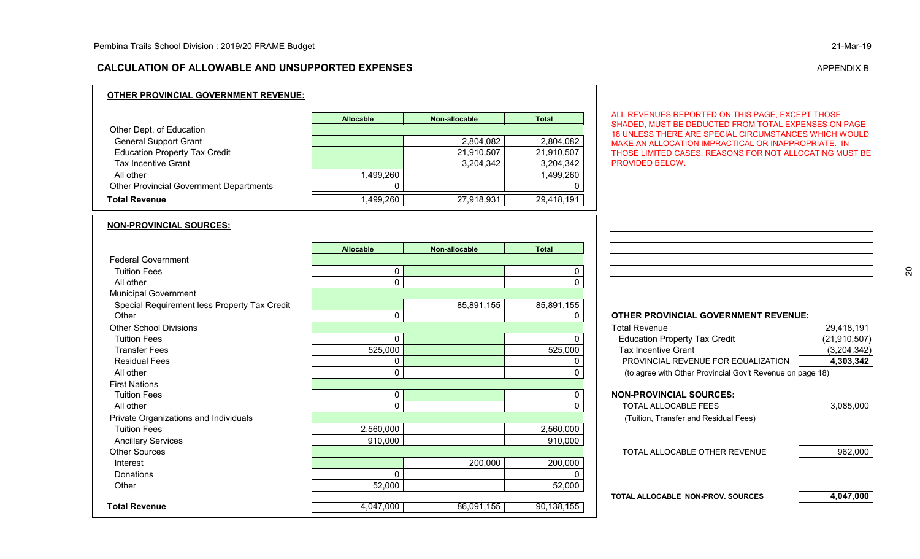Pembina Trails School Division : 2019/20 FRAME Budget

21-Mar-19

## CALCULATION OF ALLOWABLE AND UNSUPPORTED EXPENSES

APPENDIX B

### OTHER PROVINCIAL GOVERNMENT REVENUE:

| | Allocable | Non-allocable | Total |
|---|---|---|---|
| Other Dept. of Education | | | |
| General Support Grant | | 2,804,082 | 2,804,082 |
| Education Property Tax Credit | | 21,910,507 | 21,910,507 |
| Tax Incentive Grant | | 3,204,342 | 3,204,342 |
| All other | 1,499,260 | | 1,499,260 |
| Other Provincial Government Departments | 0 | | 0 |
| **Total Revenue** | 1,499,260 | 27,918,931 | 29,418,191 |

### NON-PROVINCIAL SOURCES:

| | Allocable | Non-allocable | Total |
|---|---|---|---|
| Federal Government | | | |
| Tuition Fees | 0 | | 0 |
| All other | 0 | | 0 |
| Municipal Government | | | |
| Special Requirement less Property Tax Credit | | 85,891,155 | 85,891,155 |
| Other | 0 | | 0 |
| Other School Divisions | | | |
| Tuition Fees | 0 | | 0 |
| Transfer Fees | 525,000 | | 525,000 |
| Residual Fees | 0 | | 0 |
| All other | 0 | | 0 |
| First Nations | | | |
| Tuition Fees | 0 | | 0 |
| All other | 0 | | 0 |
| Private Organizations and Individuals | | | |
| Tuition Fees | 2,560,000 | | 2,560,000 |
| Ancillary Services | 910,000 | | 910,000 |
| Other Sources | | | |
| Interest | | 200,000 | 200,000 |
| Donations | 0 | | 0 |
| Other | 52,000 | | 52,000 |
| **Total Revenue** | 4,047,000 | 86,091,155 | 90,138,155 |

ALL REVENUES REPORTED ON THIS PAGE, EXCEPT THOSE SHADED, MUST BE DEDUCTED FROM TOTAL EXPENSES ON PAGE 18 UNLESS THERE ARE SPECIAL CIRCUMSTANCES WHICH WOULD MAKE AN ALLOCATION IMPRACTICAL OR INAPPROPRIATE. IN THOSE LIMITED CASES, REASONS FOR NOT ALLOCATING MUST BE PROVIDED BELOW.

### OTHER PROVINCIAL GOVERNMENT REVENUE:

| | |
|---|---|
| Total Revenue | 29,418,191 |
| Education Property Tax Credit | (21,910,507) |
| Tax Incentive Grant | (3,204,342) |
| PROVINCIAL REVENUE FOR EQUALIZATION | **4,303,342** |

(to agree with Other Provincial Gov't Revenue on page 18)

### NON-PROVINCIAL SOURCES:

| | |
|---|---|
| TOTAL ALLOCABLE FEES (Tuition, Transfer and Residual Fees) | 3,085,000 |
| TOTAL ALLOCABLE OTHER REVENUE | 962,000 |
| **TOTAL ALLOCABLE NON-PROV. SOURCES** | **4,047,000** |